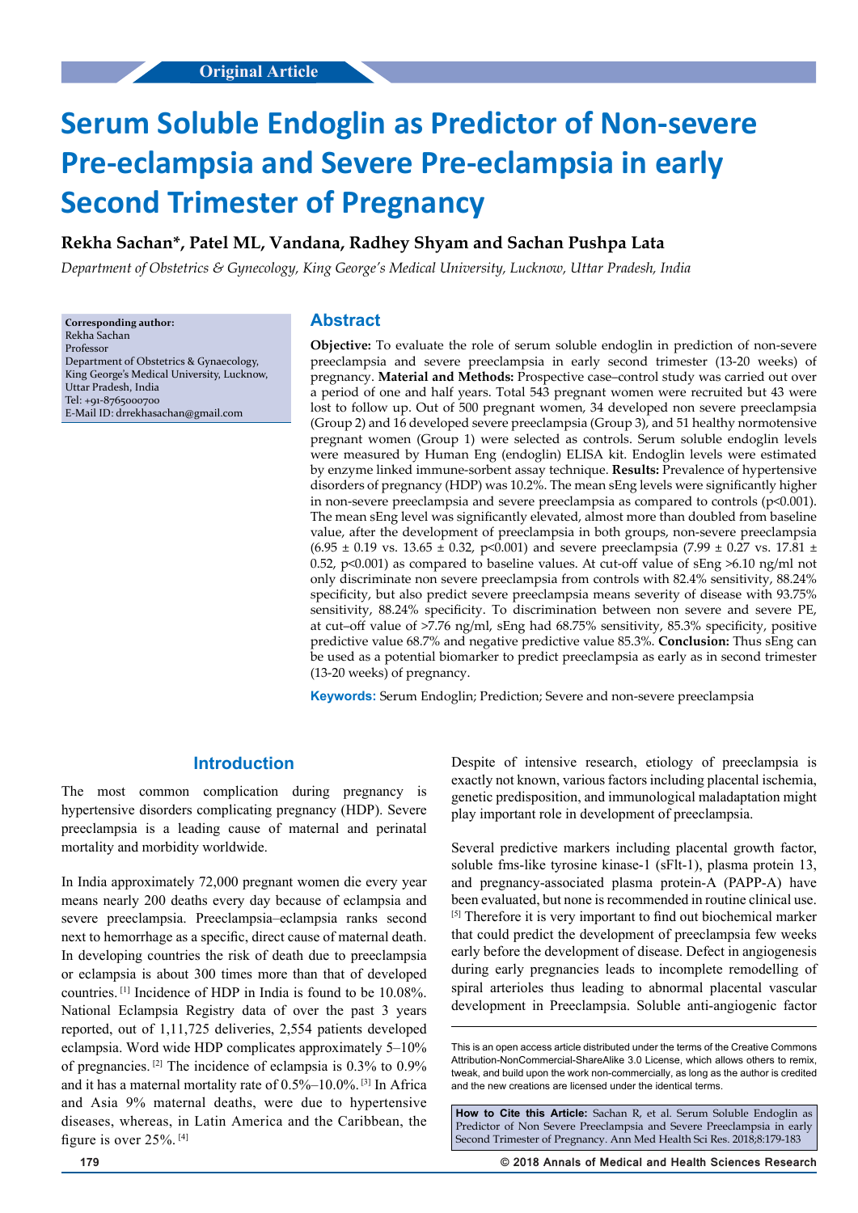Original Article

# Serum Soluble Endoglin as Predictor of Non-severe Pre-eclampsia and Severe Pre-eclampsia in early Second Trimester of Pregnancy

**Rekha Sachan\*, Patel ML, Vandana, Radhey Shyam and Sachan Pushpa Lata**

*Department of Obstetrics & Gynecology, King George's Medical University, Lucknow, Uttar Pradesh, India*

**Corresponding author:**
Rekha Sachan
Professor
Department of Obstetrics & Gynaecology,
King George's Medical University, Lucknow,
Uttar Pradesh, India
Tel: +91-8765000700
E-Mail ID: drrekhasachan@gmail.com

## Abstract

**Objective:** To evaluate the role of serum soluble endoglin in prediction of non-severe preeclampsia and severe preeclampsia in early second trimester (13-20 weeks) of pregnancy. **Material and Methods:** Prospective case–control study was carried out over a period of one and half years. Total 543 pregnant women were recruited but 43 were lost to follow up. Out of 500 pregnant women, 34 developed non severe preeclampsia (Group 2) and 16 developed severe preeclampsia (Group 3), and 51 healthy normotensive pregnant women (Group 1) were selected as controls. Serum soluble endoglin levels were measured by Human Eng (endoglin) ELISA kit. Endoglin levels were estimated by enzyme linked immune-sorbent assay technique. **Results:** Prevalence of hypertensive disorders of pregnancy (HDP) was 10.2%. The mean sEng levels were significantly higher in non-severe preeclampsia and severe preeclampsia as compared to controls ($p<0.001$). The mean sEng level was significantly elevated, almost more than doubled from baseline value, after the development of preeclampsia in both groups, non-severe preeclampsia (6.95 ± 0.19 vs. 13.65 ± 0.32, $p<0.001$) and severe preeclampsia (7.99 ± 0.27 vs. 17.81 ± 0.52, $p<0.001$) as compared to baseline values. At cut-off value of sEng >6.10 ng/ml not only discriminate non severe preeclampsia from controls with 82.4% sensitivity, 88.24% specificity, but also predict severe preeclampsia means severity of disease with 93.75% sensitivity, 88.24% specificity. To discrimination between non severe and severe PE, at cut–off value of >7.76 ng/ml, sEng had 68.75% sensitivity, 85.3% specificity, positive predictive value 68.7% and negative predictive value 85.3%. **Conclusion:** Thus sEng can be used as a potential biomarker to predict preeclampsia as early as in second trimester (13-20 weeks) of pregnancy.

**Keywords:** Serum Endoglin; Prediction; Severe and non-severe preeclampsia

## Introduction

The most common complication during pregnancy is hypertensive disorders complicating pregnancy (HDP). Severe preeclampsia is a leading cause of maternal and perinatal mortality and morbidity worldwide.

In India approximately 72,000 pregnant women die every year means nearly 200 deaths every day because of eclampsia and severe preeclampsia. Preeclampsia–eclampsia ranks second next to hemorrhage as a specific, direct cause of maternal death. In developing countries the risk of death due to preeclampsia or eclampsia is about 300 times more than that of developed countries. [1] Incidence of HDP in India is found to be 10.08%. National Eclampsia Registry data of over the past 3 years reported, out of 1,11,725 deliveries, 2,554 patients developed eclampsia. Word wide HDP complicates approximately 5–10% of pregnancies. [2] The incidence of eclampsia is 0.3% to 0.9% and it has a maternal mortality rate of 0.5%–10.0%. [3] In Africa and Asia 9% maternal deaths, were due to hypertensive diseases, whereas, in Latin America and the Caribbean, the figure is over 25%. [4]

Despite of intensive research, etiology of preeclampsia is exactly not known, various factors including placental ischemia, genetic predisposition, and immunological maladaptation might play important role in development of preeclampsia.

Several predictive markers including placental growth factor, soluble fms-like tyrosine kinase-1 (sFlt-1), plasma protein 13, and pregnancy-associated plasma protein-A (PAPP-A) have been evaluated, but none is recommended in routine clinical use. [5] Therefore it is very important to find out biochemical marker that could predict the development of preeclampsia few weeks early before the development of disease. Defect in angiogenesis during early pregnancies leads to incomplete remodelling of spiral arterioles thus leading to abnormal placental vascular development in Preeclampsia. Soluble anti-angiogenic factor

This is an open access article distributed under the terms of the Creative Commons Attribution-NonCommercial-ShareAlike 3.0 License, which allows others to remix, tweak, and build upon the work non-commercially, as long as the author is credited and the new creations are licensed under the identical terms.

**How to Cite this Article:** Sachan R, et al. Serum Soluble Endoglin as Predictor of Non Severe Preeclampsia and Severe Preeclampsia in early Second Trimester of Pregnancy. Ann Med Health Sci Res. 2018;8:179-183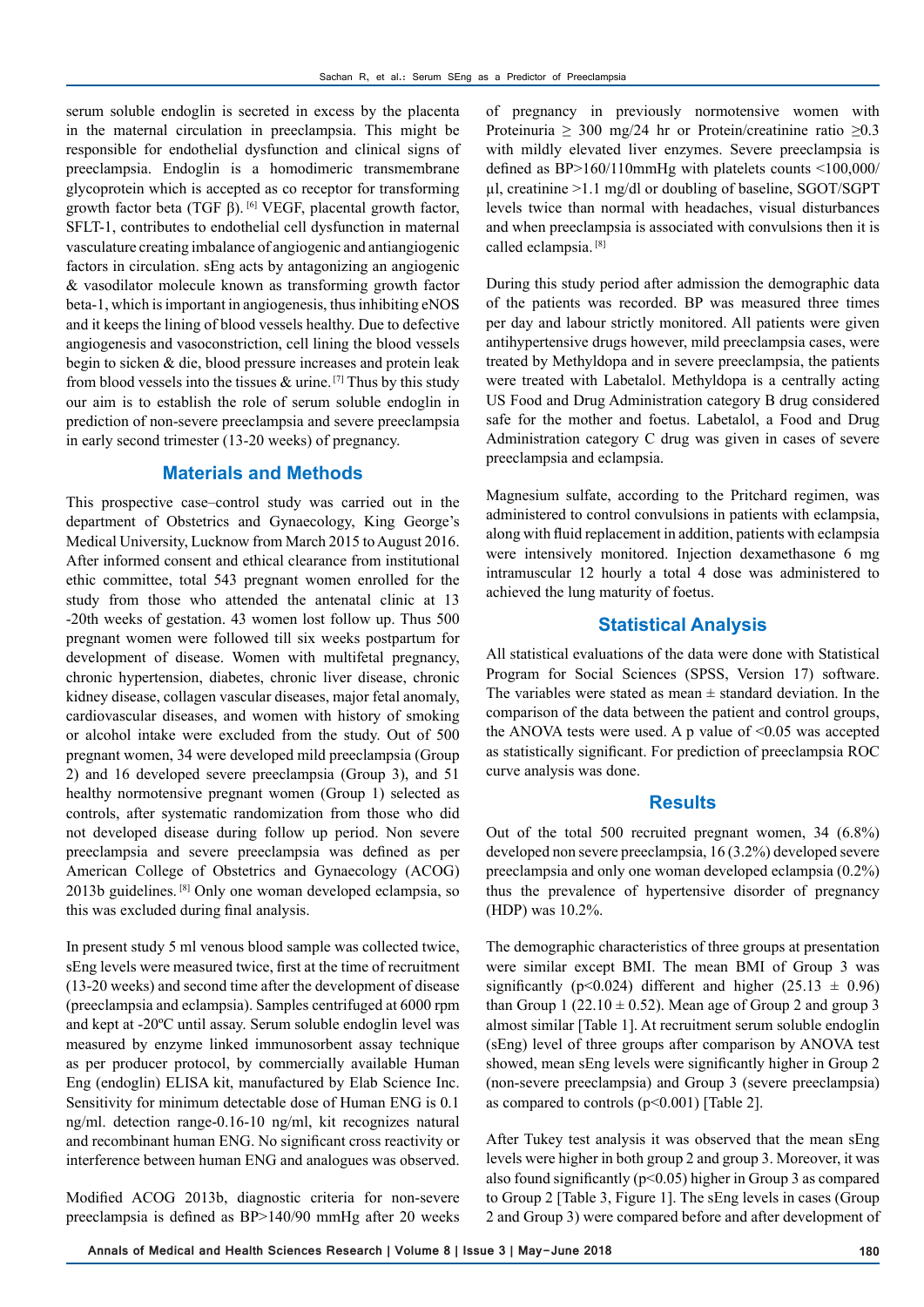serum soluble endoglin is secreted in excess by the placenta in the maternal circulation in preeclampsia. This might be responsible for endothelial dysfunction and clinical signs of preeclampsia. Endoglin is a homodimeric transmembrane glycoprotein which is accepted as co receptor for transforming growth factor beta (TGF β). [6] VEGF, placental growth factor, SFLT-1, contributes to endothelial cell dysfunction in maternal vasculature creating imbalance of angiogenic and antiangiogenic factors in circulation. sEng acts by antagonizing an angiogenic & vasodilator molecule known as transforming growth factor beta-1, which is important in angiogenesis, thus inhibiting eNOS and it keeps the lining of blood vessels healthy. Due to defective angiogenesis and vasoconstriction, cell lining the blood vessels begin to sicken & die, blood pressure increases and protein leak from blood vessels into the tissues & urine. [7] Thus by this study our aim is to establish the role of serum soluble endoglin in prediction of non-severe preeclampsia and severe preeclampsia in early second trimester (13-20 weeks) of pregnancy.

## Materials and Methods

This prospective case–control study was carried out in the department of Obstetrics and Gynaecology, King George's Medical University, Lucknow from March 2015 to August 2016. After informed consent and ethical clearance from institutional ethic committee, total 543 pregnant women enrolled for the study from those who attended the antenatal clinic at 13 -20th weeks of gestation. 43 women lost follow up. Thus 500 pregnant women were followed till six weeks postpartum for development of disease. Women with multifetal pregnancy, chronic hypertension, diabetes, chronic liver disease, chronic kidney disease, collagen vascular diseases, major fetal anomaly, cardiovascular diseases, and women with history of smoking or alcohol intake were excluded from the study. Out of 500 pregnant women, 34 were developed mild preeclampsia (Group 2) and 16 developed severe preeclampsia (Group 3), and 51 healthy normotensive pregnant women (Group 1) selected as controls, after systematic randomization from those who did not developed disease during follow up period. Non severe preeclampsia and severe preeclampsia was defined as per American College of Obstetrics and Gynaecology (ACOG) 2013b guidelines. [8] Only one woman developed eclampsia, so this was excluded during final analysis.

In present study 5 ml venous blood sample was collected twice, sEng levels were measured twice, first at the time of recruitment (13-20 weeks) and second time after the development of disease (preeclampsia and eclampsia). Samples centrifuged at 6000 rpm and kept at -20ºC until assay. Serum soluble endoglin level was measured by enzyme linked immunosorbent assay technique as per producer protocol, by commercially available Human Eng (endoglin) ELISA kit, manufactured by Elab Science Inc. Sensitivity for minimum detectable dose of Human ENG is 0.1 ng/ml. detection range-0.16-10 ng/ml, kit recognizes natural and recombinant human ENG. No significant cross reactivity or interference between human ENG and analogues was observed.

Modified ACOG 2013b, diagnostic criteria for non-severe preeclampsia is defined as BP>140/90 mmHg after 20 weeks of pregnancy in previously normotensive women with Proteinuria ≥ 300 mg/24 hr or Protein/creatinine ratio ≥0.3 with mildly elevated liver enzymes. Severe preeclampsia is defined as BP>160/110mmHg with platelets counts <100,000/µl, creatinine >1.1 mg/dl or doubling of baseline, SGOT/SGPT levels twice than normal with headaches, visual disturbances and when preeclampsia is associated with convulsions then it is called eclampsia. [8]

During this study period after admission the demographic data of the patients was recorded. BP was measured three times per day and labour strictly monitored. All patients were given antihypertensive drugs however, mild preeclampsia cases, were treated by Methyldopa and in severe preeclampsia, the patients were treated with Labetalol. Methyldopa is a centrally acting US Food and Drug Administration category B drug considered safe for the mother and foetus. Labetalol, a Food and Drug Administration category C drug was given in cases of severe preeclampsia and eclampsia.

Magnesium sulfate, according to the Pritchard regimen, was administered to control convulsions in patients with eclampsia, along with fluid replacement in addition, patients with eclampsia were intensively monitored. Injection dexamethasone 6 mg intramuscular 12 hourly a total 4 dose was administered to achieved the lung maturity of foetus.

## Statistical Analysis

All statistical evaluations of the data were done with Statistical Program for Social Sciences (SPSS, Version 17) software. The variables were stated as mean ± standard deviation. In the comparison of the data between the patient and control groups, the ANOVA tests were used. A p value of <0.05 was accepted as statistically significant. For prediction of preeclampsia ROC curve analysis was done.

## Results

Out of the total 500 recruited pregnant women, 34 (6.8%) developed non severe preeclampsia, 16 (3.2%) developed severe preeclampsia and only one woman developed eclampsia (0.2%) thus the prevalence of hypertensive disorder of pregnancy (HDP) was 10.2%.

The demographic characteristics of three groups at presentation were similar except BMI. The mean BMI of Group 3 was significantly (p<0.024) different and higher (25.13 ± 0.96) than Group 1 (22.10 ± 0.52). Mean age of Group 2 and group 3 almost similar [Table 1]. At recruitment serum soluble endoglin (sEng) level of three groups after comparison by ANOVA test showed, mean sEng levels were significantly higher in Group 2 (non-severe preeclampsia) and Group 3 (severe preeclampsia) as compared to controls (p<0.001) [Table 2].

After Tukey test analysis it was observed that the mean sEng levels were higher in both group 2 and group 3. Moreover, it was also found significantly (p<0.05) higher in Group 3 as compared to Group 2 [Table 3, Figure 1]. The sEng levels in cases (Group 2 and Group 3) were compared before and after development of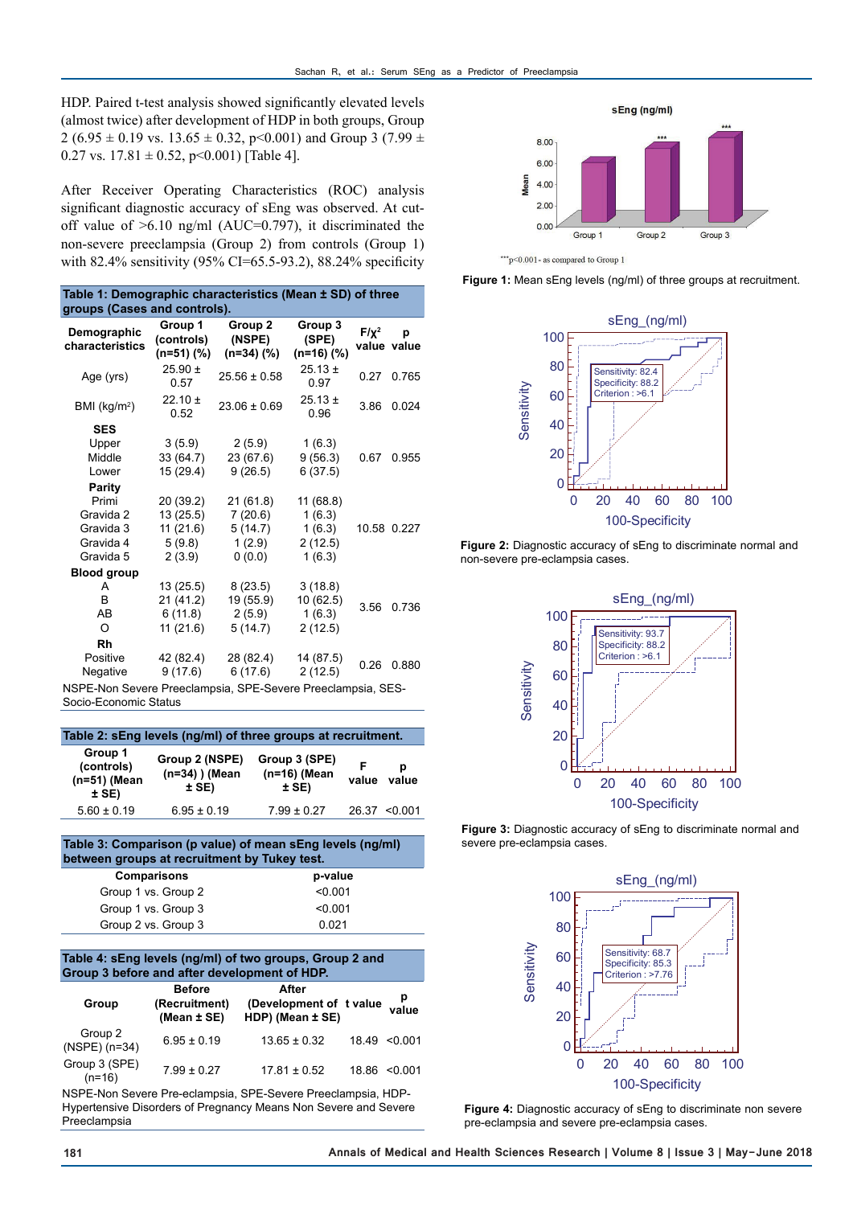HDP. Paired t-test analysis showed significantly elevated levels (almost twice) after development of HDP in both groups, Group 2 (6.95 ± 0.19 vs. 13.65 ± 0.32, p<0.001) and Group 3 (7.99 ± 0.27 vs. 17.81 ± 0.52, p<0.001) [Table 4].

After Receiver Operating Characteristics (ROC) analysis significant diagnostic accuracy of sEng was observed. At cut-off value of >6.10 ng/ml (AUC=0.797), it discriminated the non-severe preeclampsia (Group 2) from controls (Group 1) with 82.4% sensitivity (95% CI=65.5-93.2), 88.24% specificity

**Table 1: Demographic characteristics (Mean ± SD) of three groups (Cases and controls).**

| Demographic characteristics | Group 1 (controls) (n=51) (%) | Group 2 (NSPE) (n=34) (%) | Group 3 (SPE) (n=16) (%) | F/$\chi^2$ value | p value |
|---|---|---|---|---|---|
| Age (yrs) | 25.90 ± 0.57 | 25.56 ± 0.58 | 25.13 ± 0.97 | 0.27 | 0.765 |
| BMI (kg/m²) | 22.10 ± 0.52 | 23.06 ± 0.69 | 25.13 ± 0.96 | 3.86 | 0.024 |
| **SES** | | | | | |
| Upper | 3 (5.9) | 2 (5.9) | 1 (6.3) | | |
| Middle | 33 (64.7) | 23 (67.6) | 9 (56.3) | 0.67 | 0.955 |
| Lower | 15 (29.4) | 9 (26.5) | 6 (37.5) | | |
| **Parity** | | | | | |
| Primi | 20 (39.2) | 21 (61.8) | 11 (68.8) | | |
| Gravida 2 | 13 (25.5) | 7 (20.6) | 1 (6.3) | | |
| Gravida 3 | 11 (21.6) | 5 (14.7) | 1 (6.3) | 10.58 | 0.227 |
| Gravida 4 | 5 (9.8) | 1 (2.9) | 2 (12.5) | | |
| Gravida 5 | 2 (3.9) | 0 (0.0) | 1 (6.3) | | |
| **Blood group** | | | | | |
| A | 13 (25.5) | 8 (23.5) | 3 (18.8) | | |
| B | 21 (41.2) | 19 (55.9) | 10 (62.5) | 3.56 | 0.736 |
| AB | 6 (11.8) | 2 (5.9) | 1 (6.3) | | |
| O | 11 (21.6) | 5 (14.7) | 2 (12.5) | | |
| **Rh** | | | | | |
| Positive | 42 (82.4) | 28 (82.4) | 14 (87.5) | 0.26 | 0.880 |
| Negative | 9 (17.6) | 6 (17.6) | 2 (12.5) | | |

NSPE-Non Severe Preeclampsia, SPE-Severe Preeclampsia, SES-Socio-Economic Status

**Table 2: sEng levels (ng/ml) of three groups at recruitment.**

| Group 1 (controls) (n=51) (Mean ± SE) | Group 2 (NSPE) (n=34) ) (Mean ± SE) | Group 3 (SPE) (n=16) (Mean ± SE) | F value | p value |
|---|---|---|---|---|
| 5.60 ± 0.19 | 6.95 ± 0.19 | 7.99 ± 0.27 | 26.37 | <0.001 |

**Table 3: Comparison (p value) of mean sEng levels (ng/ml) between groups at recruitment by Tukey test.**

| Comparisons | p-value |
|---|---|
| Group 1 vs. Group 2 | <0.001 |
| Group 1 vs. Group 3 | <0.001 |
| Group 2 vs. Group 3 | 0.021 |

**Table 4: sEng levels (ng/ml) of two groups, Group 2 and Group 3 before and after development of HDP.**

| Group | Before (Recruitment) (Mean ± SE) | After (Development of HDP) (Mean ± SE) | t value | p value |
|---|---|---|---|---|
| Group 2 (NSPE) (n=34) | 6.95 ± 0.19 | 13.65 ± 0.32 | 18.49 | <0.001 |
| Group 3 (SPE) (n=16) | 7.99 ± 0.27 | 17.81 ± 0.52 | 18.86 | <0.001 |

NSPE-Non Severe Pre-eclampsia, SPE-Severe Pre-eclampsia, HDP-Hypertensive Disorders of Pregnancy Means Non Severe and Severe Preeclampsia

***p<0.001- as compared to Group 1

**Figure 1:** Mean sEng levels (ng/ml) of three groups at recruitment.

**Figure 2:** Diagnostic accuracy of sEng to discriminate normal and non-severe pre-eclampsia cases.

**Figure 3:** Diagnostic accuracy of sEng to discriminate normal and severe pre-eclampsia cases.

**Figure 4:** Diagnostic accuracy of sEng to discriminate non severe pre-eclampsia and severe pre-eclampsia cases.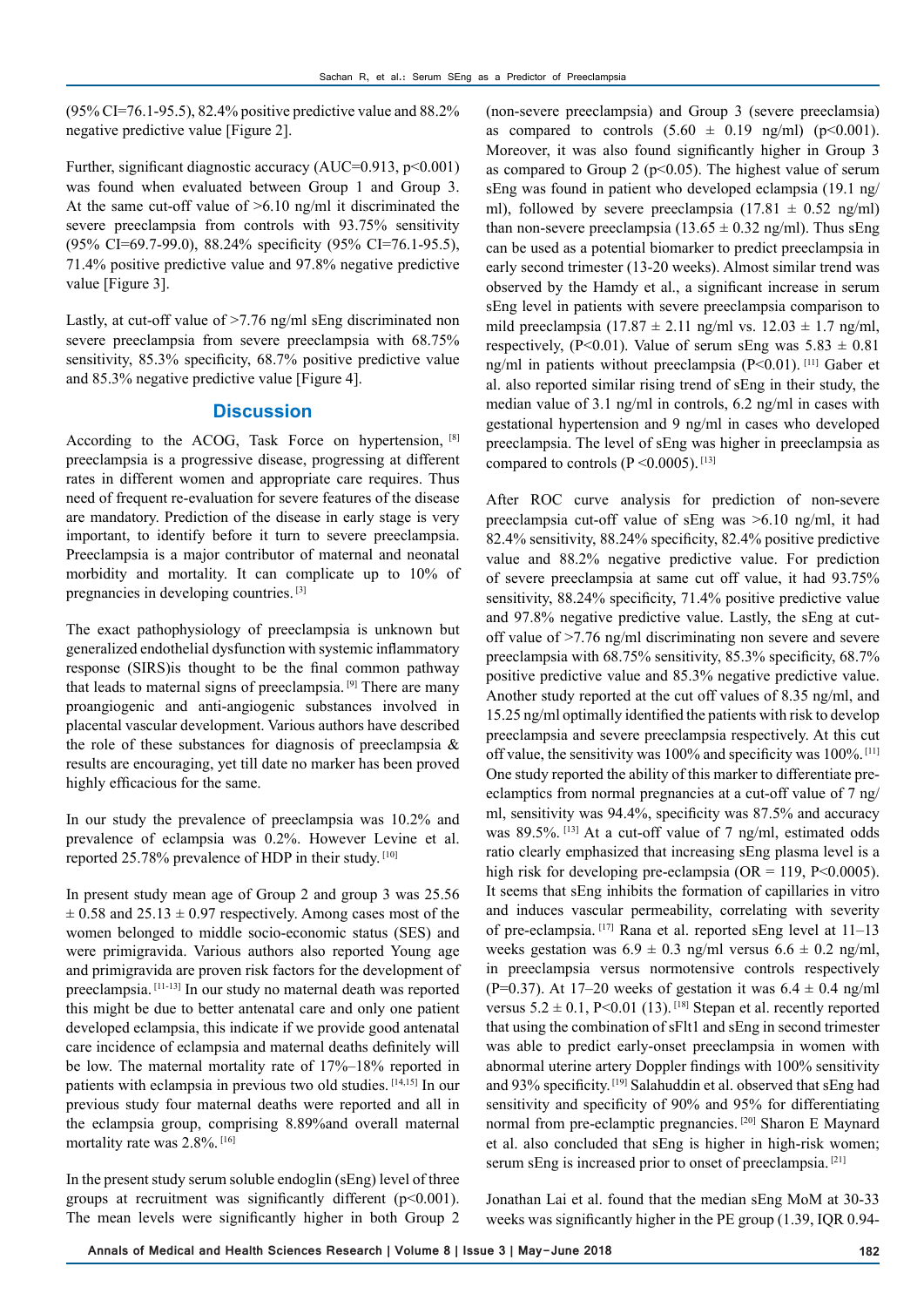(95% CI=76.1-95.5), 82.4% positive predictive value and 88.2% negative predictive value [Figure 2].

Further, significant diagnostic accuracy (AUC=0.913, p<0.001) was found when evaluated between Group 1 and Group 3. At the same cut-off value of >6.10 ng/ml it discriminated the severe preeclampsia from controls with 93.75% sensitivity (95% CI=69.7-99.0), 88.24% specificity (95% CI=76.1-95.5), 71.4% positive predictive value and 97.8% negative predictive value [Figure 3].

Lastly, at cut-off value of >7.76 ng/ml sEng discriminated non severe preeclampsia from severe preeclampsia with 68.75% sensitivity, 85.3% specificity, 68.7% positive predictive value and 85.3% negative predictive value [Figure 4].

## Discussion

According to the ACOG, Task Force on hypertension, [8] preeclampsia is a progressive disease, progressing at different rates in different women and appropriate care requires. Thus need of frequent re-evaluation for severe features of the disease are mandatory. Prediction of the disease in early stage is very important, to identify before it turn to severe preeclampsia. Preeclampsia is a major contributor of maternal and neonatal morbidity and mortality. It can complicate up to 10% of pregnancies in developing countries. [3]

The exact pathophysiology of preeclampsia is unknown but generalized endothelial dysfunction with systemic inflammatory response (SIRS)is thought to be the final common pathway that leads to maternal signs of preeclampsia. [9] There are many proangiogenic and anti-angiogenic substances involved in placental vascular development. Various authors have described the role of these substances for diagnosis of preeclampsia & results are encouraging, yet till date no marker has been proved highly efficacious for the same.

In our study the prevalence of preeclampsia was 10.2% and prevalence of eclampsia was 0.2%. However Levine et al. reported 25.78% prevalence of HDP in their study. [10]

In present study mean age of Group 2 and group 3 was 25.56 ± 0.58 and 25.13 ± 0.97 respectively. Among cases most of the women belonged to middle socio-economic status (SES) and were primigravida. Various authors also reported Young age and primigravida are proven risk factors for the development of preeclampsia. [11-13] In our study no maternal death was reported this might be due to better antenatal care and only one patient developed eclampsia, this indicate if we provide good antenatal care incidence of eclampsia and maternal deaths definitely will be low. The maternal mortality rate of 17%–18% reported in patients with eclampsia in previous two old studies. [14,15] In our previous study four maternal deaths were reported and all in the eclampsia group, comprising 8.89%and overall maternal mortality rate was 2.8%. [16]

In the present study serum soluble endoglin (sEng) level of three groups at recruitment was significantly different (p<0.001). The mean levels were significantly higher in both Group 2 (non-severe preeclampsia) and Group 3 (severe preeclamsia) as compared to controls (5.60 ± 0.19 ng/ml) (p<0.001). Moreover, it was also found significantly higher in Group 3 as compared to Group 2 (p<0.05). The highest value of serum sEng was found in patient who developed eclampsia (19.1 ng/ml), followed by severe preeclampsia (17.81 ± 0.52 ng/ml) than non-severe preeclampsia (13.65 ± 0.32 ng/ml). Thus sEng can be used as a potential biomarker to predict preeclampsia in early second trimester (13-20 weeks). Almost similar trend was observed by the Hamdy et al., a significant increase in serum sEng level in patients with severe preeclampsia comparison to mild preeclampsia (17.87 ± 2.11 ng/ml vs. 12.03 ± 1.7 ng/ml, respectively, (P<0.01). Value of serum sEng was 5.83 ± 0.81 ng/ml in patients without preeclampsia (P<0.01). [11] Gaber et al. also reported similar rising trend of sEng in their study, the median value of 3.1 ng/ml in controls, 6.2 ng/ml in cases with gestational hypertension and 9 ng/ml in cases who developed preeclampsia. The level of sEng was higher in preeclampsia as compared to controls (P <0.0005). [13]

After ROC curve analysis for prediction of non-severe preeclampsia cut-off value of sEng was >6.10 ng/ml, it had 82.4% sensitivity, 88.24% specificity, 82.4% positive predictive value and 88.2% negative predictive value. For prediction of severe preeclampsia at same cut off value, it had 93.75% sensitivity, 88.24% specificity, 71.4% positive predictive value and 97.8% negative predictive value. Lastly, the sEng at cut-off value of >7.76 ng/ml discriminating non severe and severe preeclampsia with 68.75% sensitivity, 85.3% specificity, 68.7% positive predictive value and 85.3% negative predictive value. Another study reported at the cut off values of 8.35 ng/ml, and 15.25 ng/ml optimally identified the patients with risk to develop preeclampsia and severe preeclampsia respectively. At this cut off value, the sensitivity was 100% and specificity was 100%. [11] One study reported the ability of this marker to differentiate pre-eclamptics from normal pregnancies at a cut-off value of 7 ng/ml, sensitivity was 94.4%, specificity was 87.5% and accuracy was 89.5%. [13] At a cut-off value of 7 ng/ml, estimated odds ratio clearly emphasized that increasing sEng plasma level is a high risk for developing pre-eclampsia (OR = 119, P<0.0005). It seems that sEng inhibits the formation of capillaries in vitro and induces vascular permeability, correlating with severity of pre-eclampsia. [17] Rana et al. reported sEng level at 11–13 weeks gestation was 6.9 ± 0.3 ng/ml versus 6.6 ± 0.2 ng/ml, in preeclampsia versus normotensive controls respectively (P=0.37). At 17–20 weeks of gestation it was 6.4 ± 0.4 ng/ml versus 5.2 ± 0.1, P<0.01 (13). [18] Stepan et al. recently reported that using the combination of sFlt1 and sEng in second trimester was able to predict early-onset preeclampsia in women with abnormal uterine artery Doppler findings with 100% sensitivity and 93% specificity. [19] Salahuddin et al. observed that sEng had sensitivity and specificity of 90% and 95% for differentiating normal from pre-eclamptic pregnancies. [20] Sharon E Maynard et al. also concluded that sEng is higher in high-risk women; serum sEng is increased prior to onset of preeclampsia. [21]

Jonathan Lai et al. found that the median sEng MoM at 30-33 weeks was significantly higher in the PE group (1.39, IQR 0.94-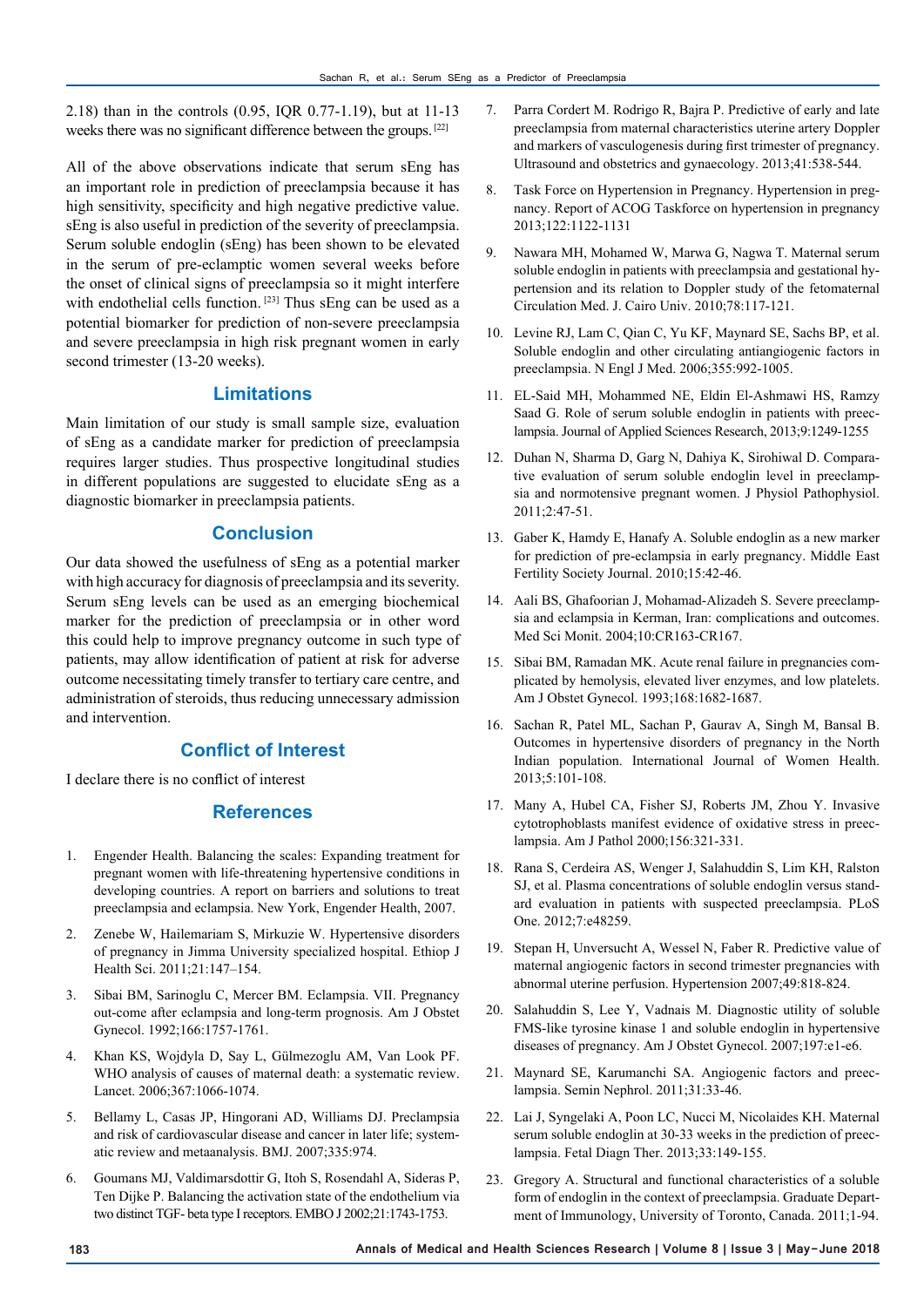2.18) than in the controls (0.95, IQR 0.77-1.19), but at 11-13 weeks there was no significant difference between the groups.[22]

All of the above observations indicate that serum sEng has an important role in prediction of preeclampsia because it has high sensitivity, specificity and high negative predictive value. sEng is also useful in prediction of the severity of preeclampsia. Serum soluble endoglin (sEng) has been shown to be elevated in the serum of pre-eclamptic women several weeks before the onset of clinical signs of preeclampsia so it might interfere with endothelial cells function.[23] Thus sEng can be used as a potential biomarker for prediction of non-severe preeclampsia and severe preeclampsia in high risk pregnant women in early second trimester (13-20 weeks).

## Limitations

Main limitation of our study is small sample size, evaluation of sEng as a candidate marker for prediction of preeclampsia requires larger studies. Thus prospective longitudinal studies in different populations are suggested to elucidate sEng as a diagnostic biomarker in preeclampsia patients.

## Conclusion

Our data showed the usefulness of sEng as a potential marker with high accuracy for diagnosis of preeclampsia and its severity. Serum sEng levels can be used as an emerging biochemical marker for the prediction of preeclampsia or in other word this could help to improve pregnancy outcome in such type of patients, may allow identification of patient at risk for adverse outcome necessitating timely transfer to tertiary care centre, and administration of steroids, thus reducing unnecessary admission and intervention.

## Conflict of Interest

I declare there is no conflict of interest

## References

1. Engender Health. Balancing the scales: Expanding treatment for pregnant women with life-threatening hypertensive conditions in developing countries. A report on barriers and solutions to treat preeclampsia and eclampsia. New York, Engender Health, 2007.
2. Zenebe W, Hailemariam S, Mirkuzie W. Hypertensive disorders of pregnancy in Jimma University specialized hospital. Ethiop J Health Sci. 2011;21:147–154.
3. Sibai BM, Sarinoglu C, Mercer BM. Eclampsia. VII. Pregnancy out-come after eclampsia and long-term prognosis. Am J Obstet Gynecol. 1992;166:1757-1761.
4. Khan KS, Wojdyla D, Say L, Gülmezoglu AM, Van Look PF. WHO analysis of causes of maternal death: a systematic review. Lancet. 2006;367:1066-1074.
5. Bellamy L, Casas JP, Hingorani AD, Williams DJ. Preclampsia and risk of cardiovascular disease and cancer in later life; systematic review and metaanalysis. BMJ. 2007;335:974.
6. Goumans MJ, Valdimarsdottir G, Itoh S, Rosendahl A, Sideras P, Ten Dijke P. Balancing the activation state of the endothelium via two distinct TGF- beta type I receptors. EMBO J 2002;21:1743-1753.
7. Parra Cordert M. Rodrigo R, Bajra P. Predictive of early and late preeclampsia from maternal characteristics uterine artery Doppler and markers of vasculogenesis during first trimester of pregnancy. Ultrasound and obstetrics and gynaecology. 2013;41:538-544.
8. Task Force on Hypertension in Pregnancy. Hypertension in pregnancy. Report of ACOG Taskforce on hypertension in pregnancy 2013;122:1122-1131
9. Nawara MH, Mohamed W, Marwa G, Nagwa T. Maternal serum soluble endoglin in patients with preeclampsia and gestational hypertension and its relation to Doppler study of the fetomaternal Circulation Med. J. Cairo Univ. 2010;78:117-121.
10. Levine RJ, Lam C, Qian C, Yu KF, Maynard SE, Sachs BP, et al. Soluble endoglin and other circulating antiangiogenic factors in preeclampsia. N Engl J Med. 2006;355:992-1005.
11. EL-Said MH, Mohammed NE, Eldin El-Ashmawi HS, Ramzy Saad G. Role of serum soluble endoglin in patients with preeclampsia. Journal of Applied Sciences Research, 2013;9:1249-1255
12. Duhan N, Sharma D, Garg N, Dahiya K, Sirohiwal D. Comparative evaluation of serum soluble endoglin level in preeclampsia and normotensive pregnant women. J Physiol Pathophysiol. 2011;2:47-51.
13. Gaber K, Hamdy E, Hanafy A. Soluble endoglin as a new marker for prediction of pre-eclampsia in early pregnancy. Middle East Fertility Society Journal. 2010;15:42-46.
14. Aali BS, Ghafoorian J, Mohamad-Alizadeh S. Severe preeclampsia and eclampsia in Kerman, Iran: complications and outcomes. Med Sci Monit. 2004;10:CR163-CR167.
15. Sibai BM, Ramadan MK. Acute renal failure in pregnancies complicated by hemolysis, elevated liver enzymes, and low platelets. Am J Obstet Gynecol. 1993;168:1682-1687.
16. Sachan R, Patel ML, Sachan P, Gaurav A, Singh M, Bansal B. Outcomes in hypertensive disorders of pregnancy in the North Indian population. International Journal of Women Health. 2013;5:101-108.
17. Many A, Hubel CA, Fisher SJ, Roberts JM, Zhou Y. Invasive cytotrophoblasts manifest evidence of oxidative stress in preeclampsia. Am J Pathol 2000;156:321-331.
18. Rana S, Cerdeira AS, Wenger J, Salahuddin S, Lim KH, Ralston SJ, et al. Plasma concentrations of soluble endoglin versus standard evaluation in patients with suspected preeclampsia. PLoS One. 2012;7:e48259.
19. Stepan H, Unversucht A, Wessel N, Faber R. Predictive value of maternal angiogenic factors in second trimester pregnancies with abnormal uterine perfusion. Hypertension 2007;49:818-824.
20. Salahuddin S, Lee Y, Vadnais M. Diagnostic utility of soluble FMS-like tyrosine kinase 1 and soluble endoglin in hypertensive diseases of pregnancy. Am J Obstet Gynecol. 2007;197:e1-e6.
21. Maynard SE, Karumanchi SA. Angiogenic factors and preeclampsia. Semin Nephrol. 2011;31:33-46.
22. Lai J, Syngelaki A, Poon LC, Nucci M, Nicolaides KH. Maternal serum soluble endoglin at 30-33 weeks in the prediction of preeclampsia. Fetal Diagn Ther. 2013;33:149-155.
23. Gregory A. Structural and functional characteristics of a soluble form of endoglin in the context of preeclampsia. Graduate Department of Immunology, University of Toronto, Canada. 2011;1-94.